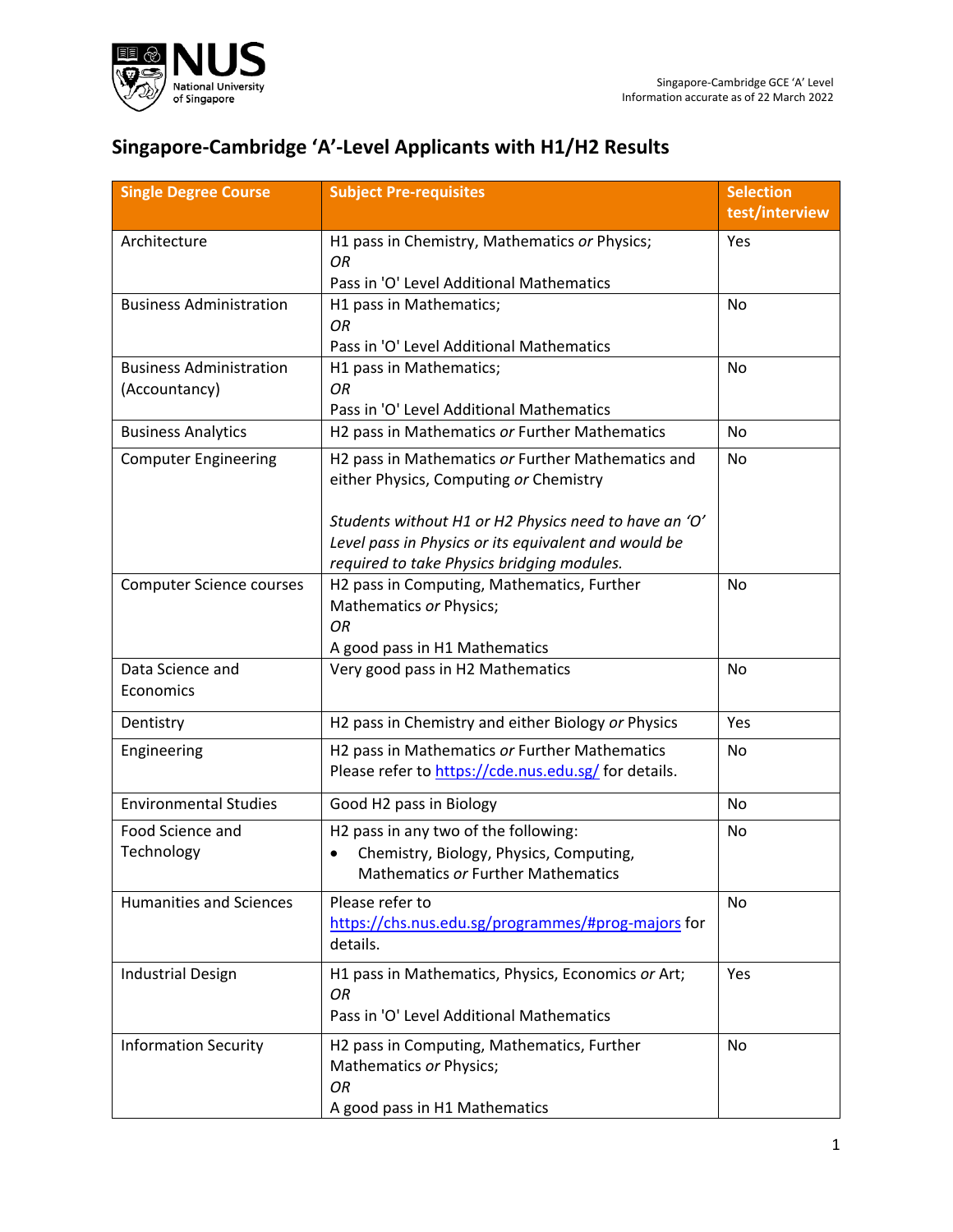Singapore-Cambridge GCE 'A' Level
Information accurate as of 22 March 2022

## Singapore-Cambridge 'A'-Level Applicants with H1/H2 Results

| Single Degree Course | Subject Pre-requisites | Selection test/interview |
|---|---|---|
| Architecture | H1 pass in Chemistry, Mathematics *or* Physics;<br>*OR*<br>Pass in 'O' Level Additional Mathematics | Yes |
| Business Administration | H1 pass in Mathematics;<br>*OR*<br>Pass in 'O' Level Additional Mathematics | No |
| Business Administration (Accountancy) | H1 pass in Mathematics;<br>*OR*<br>Pass in 'O' Level Additional Mathematics | No |
| Business Analytics | H2 pass in Mathematics *or* Further Mathematics | No |
| Computer Engineering | H2 pass in Mathematics *or* Further Mathematics and either Physics, Computing *or* Chemistry<br><br>*Students without H1 or H2 Physics need to have an 'O' Level pass in Physics or its equivalent and would be required to take Physics bridging modules.* | No |
| Computer Science courses | H2 pass in Computing, Mathematics, Further Mathematics *or* Physics;<br>*OR*<br>A good pass in H1 Mathematics | No |
| Data Science and Economics | Very good pass in H2 Mathematics | No |
| Dentistry | H2 pass in Chemistry and either Biology *or* Physics | Yes |
| Engineering | H2 pass in Mathematics *or* Further Mathematics<br>Please refer to [https://cde.nus.edu.sg/](https://cde.nus.edu.sg/) for details. | No |
| Environmental Studies | Good H2 pass in Biology | No |
| Food Science and Technology | H2 pass in any two of the following:<br>• Chemistry, Biology, Physics, Computing, Mathematics *or* Further Mathematics | No |
| Humanities and Sciences | Please refer to [https://chs.nus.edu.sg/programmes/#prog-majors](https://chs.nus.edu.sg/programmes/#prog-majors) for details. | No |
| Industrial Design | H1 pass in Mathematics, Physics, Economics *or* Art;<br>*OR*<br>Pass in 'O' Level Additional Mathematics | Yes |
| Information Security | H2 pass in Computing, Mathematics, Further Mathematics *or* Physics;<br>*OR*<br>A good pass in H1 Mathematics | No |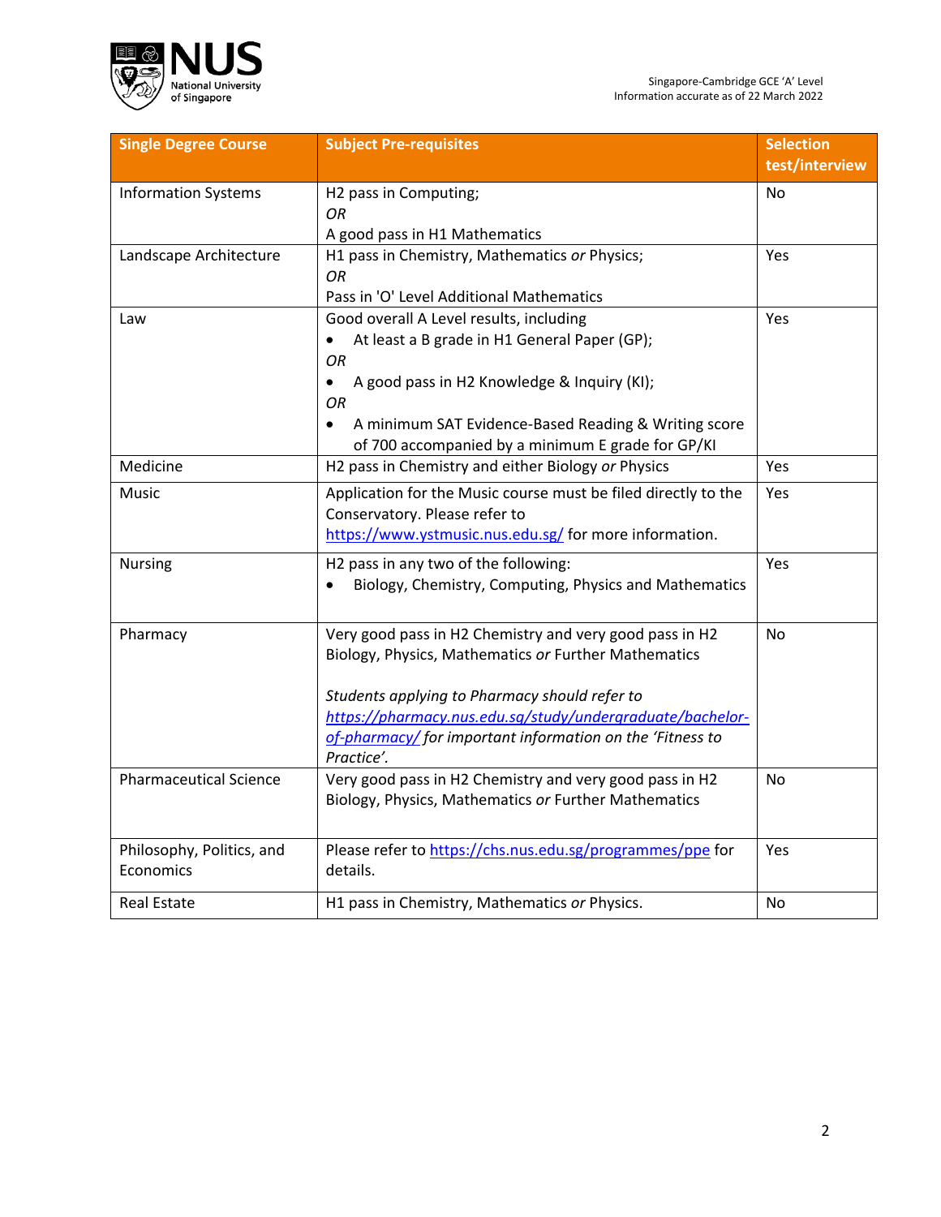| Single Degree Course | Subject Pre-requisites | Selection test/interview |
|---|---|---|
| Information Systems | H2 pass in Computing;<br>*OR*<br>A good pass in H1 Mathematics | No |
| Landscape Architecture | H1 pass in Chemistry, Mathematics *or* Physics;<br>*OR*<br>Pass in 'O' Level Additional Mathematics | Yes |
| Law | Good overall A Level results, including<br>• At least a B grade in H1 General Paper (GP);<br>*OR*<br>• A good pass in H2 Knowledge & Inquiry (KI);<br>*OR*<br>• A minimum SAT Evidence-Based Reading & Writing score of 700 accompanied by a minimum E grade for GP/KI | Yes |
| Medicine | H2 pass in Chemistry and either Biology *or* Physics | Yes |
| Music | Application for the Music course must be filed directly to the Conservatory. Please refer to https://www.ystmusic.nus.edu.sg/ for more information. | Yes |
| Nursing | H2 pass in any two of the following:<br>• Biology, Chemistry, Computing, Physics and Mathematics | Yes |
| Pharmacy | Very good pass in H2 Chemistry and very good pass in H2 Biology, Physics, Mathematics *or* Further Mathematics<br><br>*Students applying to Pharmacy should refer to https://pharmacy.nus.edu.sg/study/undergraduate/bachelor-of-pharmacy/ for important information on the 'Fitness to Practice'.* | No |
| Pharmaceutical Science | Very good pass in H2 Chemistry and very good pass in H2 Biology, Physics, Mathematics *or* Further Mathematics | No |
| Philosophy, Politics, and Economics | Please refer to https://chs.nus.edu.sg/programmes/ppe for details. | Yes |
| Real Estate | H1 pass in Chemistry, Mathematics *or* Physics. | No |